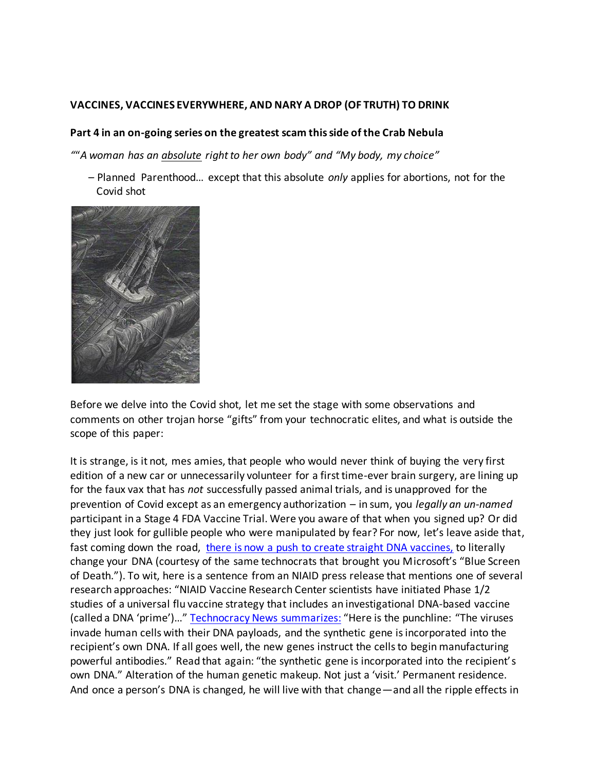**VACCINES, VACCINES EVERYWHERE, AND NARY A DROP (OF TRUTH) TO DRINK**

**Part 4 in an on-going series on the greatest scam this side of the Crab Nebula**

*""A woman has an absolute right to her own body" and "My body, my choice"*

– Planned Parenthood… except that this absolute *only* applies for abortions, not for the Covid shot

Before we delve into the Covid shot, let me set the stage with some observations and comments on other trojan horse "gifts" from your technocratic elites, and what is outside the scope of this paper:

It is strange, is it not, mes amies, that people who would never think of buying the very first edition of a new car or unnecessarily volunteer for a first time-ever brain surgery, are lining up for the faux vax that has *not* successfully passed animal trials, and is unapproved for the prevention of Covid except as an emergency authorization – in sum, you *legally an un-named* participant in a Stage 4 FDA Vaccine Trial. Were you aware of that when you signed up? Or did they just look for gullible people who were manipulated by fear? For now, let's leave aside that, fast coming down the road, there is now a push to create straight DNA vaccines, to literally change your DNA (courtesy of the same technocrats that brought you Microsoft's "Blue Screen of Death."). To wit, here is a sentence from an NIAID press release that mentions one of several research approaches: "NIAID Vaccine Research Center scientists have initiated Phase 1/2 studies of a universal flu vaccine strategy that includes an investigational DNA-based vaccine (called a DNA 'prime')…" Technocracy News summarizes: "Here is the punchline: "The viruses invade human cells with their DNA payloads, and the synthetic gene is incorporated into the recipient's own DNA. If all goes well, the new genes instruct the cells to begin manufacturing powerful antibodies." Read that again: "the synthetic gene is incorporated into the recipient's own DNA." Alteration of the human genetic makeup. Not just a 'visit.' Permanent residence. And once a person's DNA is changed, he will live with that change—and all the ripple effects in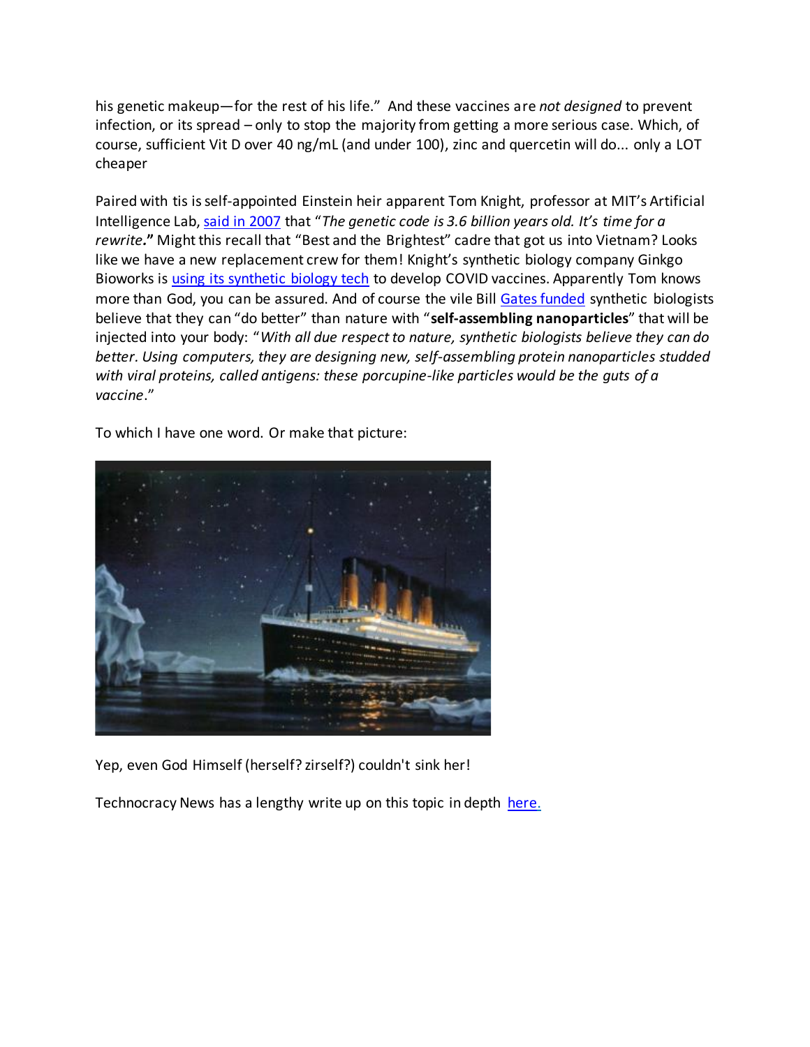his genetic makeup—for the rest of his life." And these vaccines are *not designed* to prevent infection, or its spread – only to stop the majority from getting a more serious case. Which, of course, sufficient Vit D over 40 ng/mL (and under 100), zinc and quercetin will do... only a LOT cheaper

Paired with tis is self-appointed Einstein heir apparent Tom Knight, professor at MIT's Artificial Intelligence Lab, [said in 2007]() that "*The genetic code is 3.6 billion years old. It's time for a rewrite***.**" Might this recall that "Best and the Brightest" cadre that got us into Vietnam? Looks like we have a new replacement crew for them! Knight's synthetic biology company Ginkgo Bioworks is [using its synthetic biology tech]() to develop COVID vaccines. Apparently Tom knows more than God, you can be assured. And of course the vile Bill [Gates funded]() synthetic biologists believe that they can "do better" than nature with "**self-assembling nanoparticles**" that will be injected into your body: "*With all due respect to nature, synthetic biologists believe they can do better. Using computers, they are designing new, self-assembling protein nanoparticles studded with viral proteins, called antigens: these porcupine-like particles would be the guts of a vaccine*."

To which I have one word. Or make that picture:

Yep, even God Himself (herself? zirself?) couldn't sink her!

Technocracy News has a lengthy write up on this topic in depth [here.]()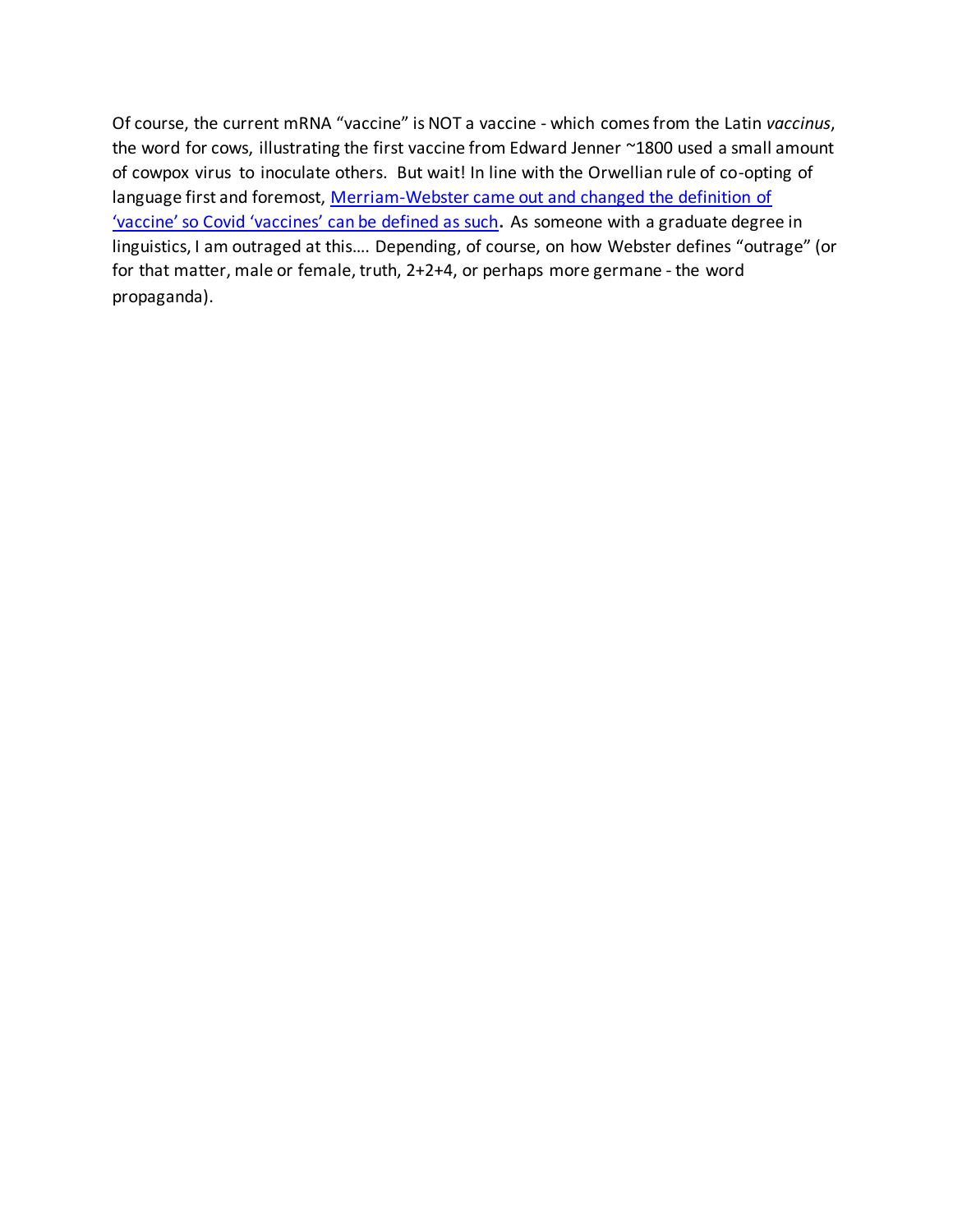Of course, the current mRNA "vaccine" is NOT a vaccine - which comes from the Latin *vaccinus*, the word for cows, illustrating the first vaccine from Edward Jenner ~1800 used a small amount of cowpox virus to inoculate others. But wait! In line with the Orwellian rule of co-opting of language first and foremost, Merriam-Webster came out and changed the definition of 'vaccine' so Covid 'vaccines' can be defined as such**.** As someone with a graduate degree in linguistics, I am outraged at this…. Depending, of course, on how Webster defines "outrage" (or for that matter, male or female, truth, 2+2+4, or perhaps more germane - the word propaganda).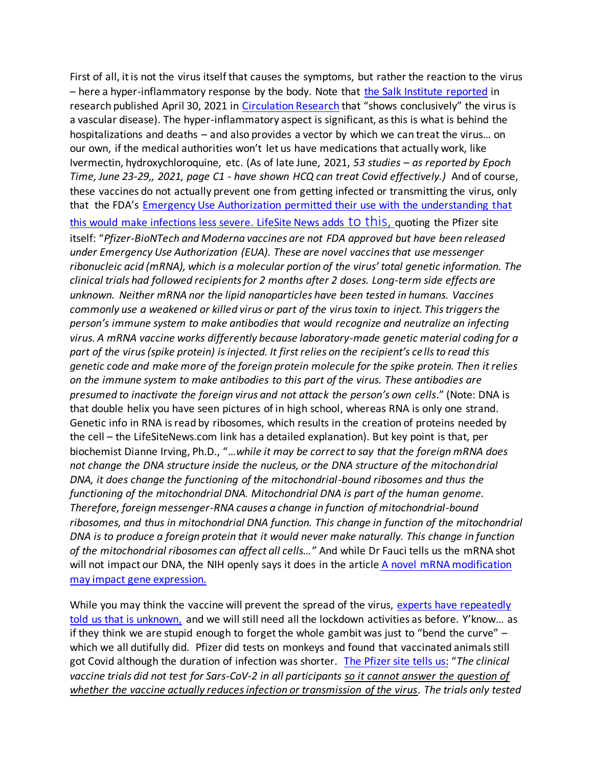First of all, it is not the virus itself that causes the symptoms, but rather the reaction to the virus – here a hyper-inflammatory response by the body. Note that the Salk Institute reported in research published April 30, 2021 in Circulation Research that "shows conclusively" the virus is a vascular disease). The hyper-inflammatory aspect is significant, as this is what is behind the hospitalizations and deaths – and also provides a vector by which we can treat the virus… on our own, if the medical authorities won't let us have medications that actually work, like Ivermectin, hydroxychloroquine, etc. (As of late June, 2021, *53 studies – as reported by Epoch Time, June 23-29,, 2021, page C1 - have shown HCQ can treat Covid effectively.)* And of course, these vaccines do not actually prevent one from getting infected or transmitting the virus, only that the FDA's Emergency Use Authorization permitted their use with the understanding that this would make infections less severe. LifeSite News adds to this, quoting the Pfizer site itself: "*Pfizer-BioNTech and Moderna vaccines are not FDA approved but have been released under Emergency Use Authorization (EUA). These are novel vaccines that use messenger ribonucleic acid (mRNA), which is a molecular portion of the virus' total genetic information. The clinical trials had followed recipients for 2 months after 2 doses. Long-term side effects are unknown. Neither mRNA nor the lipid nanoparticles have been tested in humans. Vaccines commonly use a weakened or killed virus or part of the virus toxin to inject. This triggers the person's immune system to make antibodies that would recognize and neutralize an infecting virus. A mRNA vaccine works differently because laboratory-made genetic material coding for a part of the virus (spike protein) is injected. It first relies on the recipient's cells to read this genetic code and make more of the foreign protein molecule for the spike protein. Then it relies on the immune system to make antibodies to this part of the virus. These antibodies are presumed to inactivate the foreign virus and not attack the person's own cells*." (Note: DNA is that double helix you have seen pictures of in high school, whereas RNA is only one strand. Genetic info in RNA is read by ribosomes, which results in the creation of proteins needed by the cell – the LifeSiteNews.com link has a detailed explanation). But key point is that, per biochemist Dianne Irving, Ph.D., "*…while it may be correct to say that the foreign mRNA does not change the DNA structure inside the nucleus, or the DNA structure of the mitochondrial DNA, it does change the functioning of the mitochondrial-bound ribosomes and thus the functioning of the mitochondrial DNA. Mitochondrial DNA is part of the human genome. Therefore, foreign messenger-RNA causes a change in function of mitochondrial-bound ribosomes, and thus in mitochondrial DNA function. This change in function of the mitochondrial DNA is to produce a foreign protein that it would never make naturally. This change in function of the mitochondrial ribosomes can affect all cells…"* And while Dr Fauci tells us the mRNA shot will not impact our DNA, the NIH openly says it does in the article A novel mRNA modification may impact gene expression.

While you may think the vaccine will prevent the spread of the virus, experts have repeatedly told us that is unknown, and we will still need all the lockdown activities as before. Y'know… as if they think we are stupid enough to forget the whole gambit was just to "bend the curve" – which we all dutifully did. Pfizer did tests on monkeys and found that vaccinated animals still got Covid although the duration of infection was shorter. The Pfizer site tells us: "*The clinical vaccine trials did not test for Sars-CoV-2 in all participants <u>so it cannot answer the question of whether the vaccine actually reduces infection or transmission of the virus</u>. The trials only tested*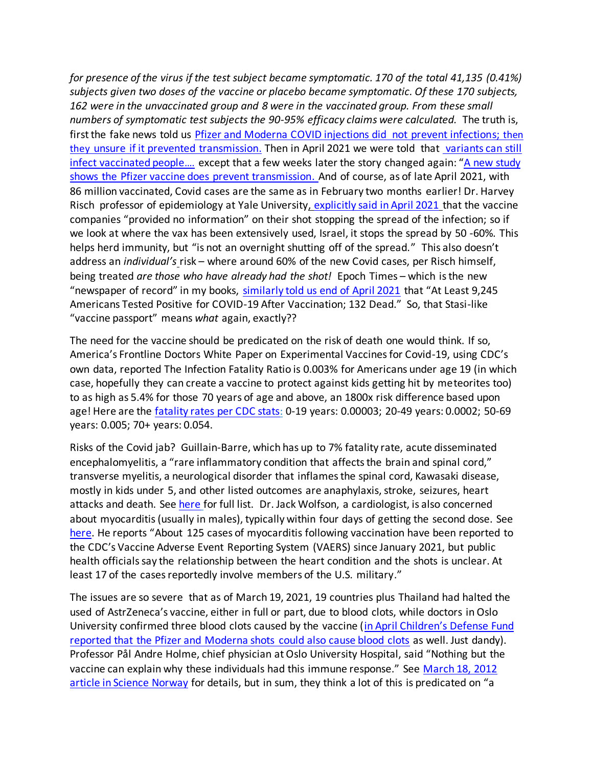*for presence of the virus if the test subject became symptomatic. 170 of the total 41,135 (0.41%) subjects given two doses of the vaccine or placebo became symptomatic. Of these 170 subjects, 162 were in the unvaccinated group and 8 were in the vaccinated group. From these small numbers of symptomatic test subjects the 90-95% efficacy claims were calculated.* The truth is, first the fake news told us Pfizer and Moderna COVID injections did not prevent infections; then they unsure if it prevented transmission. Then in April 2021 we were told that variants can still infect vaccinated people…. except that a few weeks later the story changed again: "A new study shows the Pfizer vaccine does prevent transmission. And of course, as of late April 2021, with 86 million vaccinated, Covid cases are the same as in February two months earlier! Dr. Harvey Risch professor of epidemiology at Yale University, explicitly said in April 2021 that the vaccine companies "provided no information" on their shot stopping the spread of the infection; so if we look at where the vax has been extensively used, Israel, it stops the spread by 50 -60%. This helps herd immunity, but "is not an overnight shutting off of the spread." This also doesn't address an *individual's* risk – where around 60% of the new Covid cases, per Risch himself, being treated *are those who have already had the shot!* Epoch Times – which is the new "newspaper of record" in my books, similarly told us end of April 2021 that "At Least 9,245 Americans Tested Positive for COVID-19 After Vaccination; 132 Dead." So, that Stasi-like "vaccine passport" means *what* again, exactly??

The need for the vaccine should be predicated on the risk of death one would think. If so, America's Frontline Doctors White Paper on Experimental Vaccines for Covid-19, using CDC's own data, reported The Infection Fatality Ratio is 0.003% for Americans under age 19 (in which case, hopefully they can create a vaccine to protect against kids getting hit by meteorites too) to as high as 5.4% for those 70 years of age and above, an 1800x risk difference based upon age! Here are the fatality rates per CDC stats: 0-19 years: 0.00003; 20-49 years: 0.0002; 50-69 years: 0.005; 70+ years: 0.054.

Risks of the Covid jab? Guillain-Barre, which has up to 7% fatality rate, acute disseminated encephalomyelitis, a "rare inflammatory condition that affects the brain and spinal cord," transverse myelitis, a neurological disorder that inflames the spinal cord, Kawasaki disease, mostly in kids under 5, and other listed outcomes are anaphylaxis, stroke, seizures, heart attacks and death. See here for full list. Dr. Jack Wolfson, a cardiologist, is also concerned about myocarditis (usually in males), typically within four days of getting the second dose. See here. He reports "About 125 cases of myocarditis following vaccination have been reported to the CDC's Vaccine Adverse Event Reporting System (VAERS) since January 2021, but public health officials say the relationship between the heart condition and the shots is unclear. At least 17 of the cases reportedly involve members of the U.S. military."

The issues are so severe that as of March 19, 2021, 19 countries plus Thailand had halted the used of AstrZeneca's vaccine, either in full or part, due to blood clots, while doctors in Oslo University confirmed three blood clots caused by the vaccine (in April Children's Defense Fund reported that the Pfizer and Moderna shots could also cause blood clots as well. Just dandy). Professor Pål Andre Holme, chief physician at Oslo University Hospital, said "Nothing but the vaccine can explain why these individuals had this immune response." See March 18, 2012 article in Science Norway for details, but in sum, they think a lot of this is predicated on "a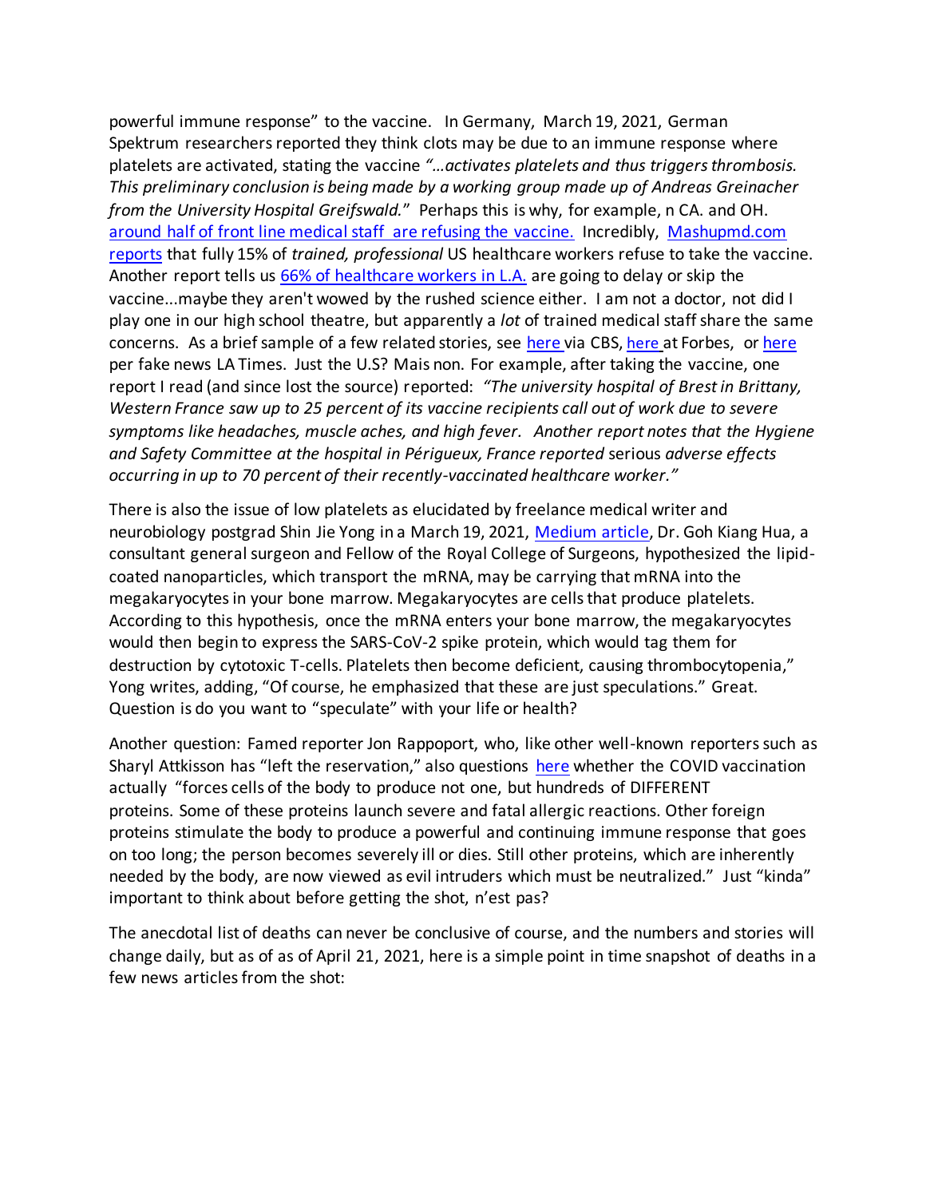powerful immune response" to the vaccine. In Germany, March 19, 2021, German Spektrum researchers reported they think clots may be due to an immune response where platelets are activated, stating the vaccine *"…activates platelets and thus triggers thrombosis. This preliminary conclusion is being made by a working group made up of Andreas Greinacher from the University Hospital Greifswald."* Perhaps this is why, for example, n CA. and OH. around half of front line medical staff are refusing the vaccine. Incredibly, Mashupmd.com reports that fully 15% of *trained, professional* US healthcare workers refuse to take the vaccine. Another report tells us 66% of healthcare workers in L.A. are going to delay or skip the vaccine...maybe they aren't wowed by the rushed science either. I am not a doctor, not did I play one in our high school theatre, but apparently a *lot* of trained medical staff share the same concerns. As a brief sample of a few related stories, see here via CBS, here at Forbes, or here per fake news LA Times. Just the U.S? Mais non. For example, after taking the vaccine, one report I read (and since lost the source) reported: *"The university hospital of Brest in Brittany, Western France saw up to 25 percent of its vaccine recipients call out of work due to severe symptoms like headaches, muscle aches, and high fever. Another report notes that the Hygiene and Safety Committee at the hospital in Périgueux, France reported* serious *adverse effects occurring in up to 70 percent of their recently-vaccinated healthcare worker."*

There is also the issue of low platelets as elucidated by freelance medical writer and neurobiology postgrad Shin Jie Yong in a March 19, 2021, Medium article, Dr. Goh Kiang Hua, a consultant general surgeon and Fellow of the Royal College of Surgeons, hypothesized the lipid-coated nanoparticles, which transport the mRNA, may be carrying that mRNA into the megakaryocytes in your bone marrow. Megakaryocytes are cells that produce platelets. According to this hypothesis, once the mRNA enters your bone marrow, the megakaryocytes would then begin to express the SARS-CoV-2 spike protein, which would tag them for destruction by cytotoxic T-cells. Platelets then become deficient, causing thrombocytopenia," Yong writes, adding, "Of course, he emphasized that these are just speculations." Great. Question is do you want to "speculate" with your life or health?

Another question: Famed reporter Jon Rappoport, who, like other well-known reporters such as Sharyl Attkisson has "left the reservation," also questions here whether the COVID vaccination actually "forces cells of the body to produce not one, but hundreds of DIFFERENT proteins. Some of these proteins launch severe and fatal allergic reactions. Other foreign proteins stimulate the body to produce a powerful and continuing immune response that goes on too long; the person becomes severely ill or dies. Still other proteins, which are inherently needed by the body, are now viewed as evil intruders which must be neutralized." Just "kinda" important to think about before getting the shot, n'est pas?

The anecdotal list of deaths can never be conclusive of course, and the numbers and stories will change daily, but as of as of April 21, 2021, here is a simple point in time snapshot of deaths in a few news articles from the shot: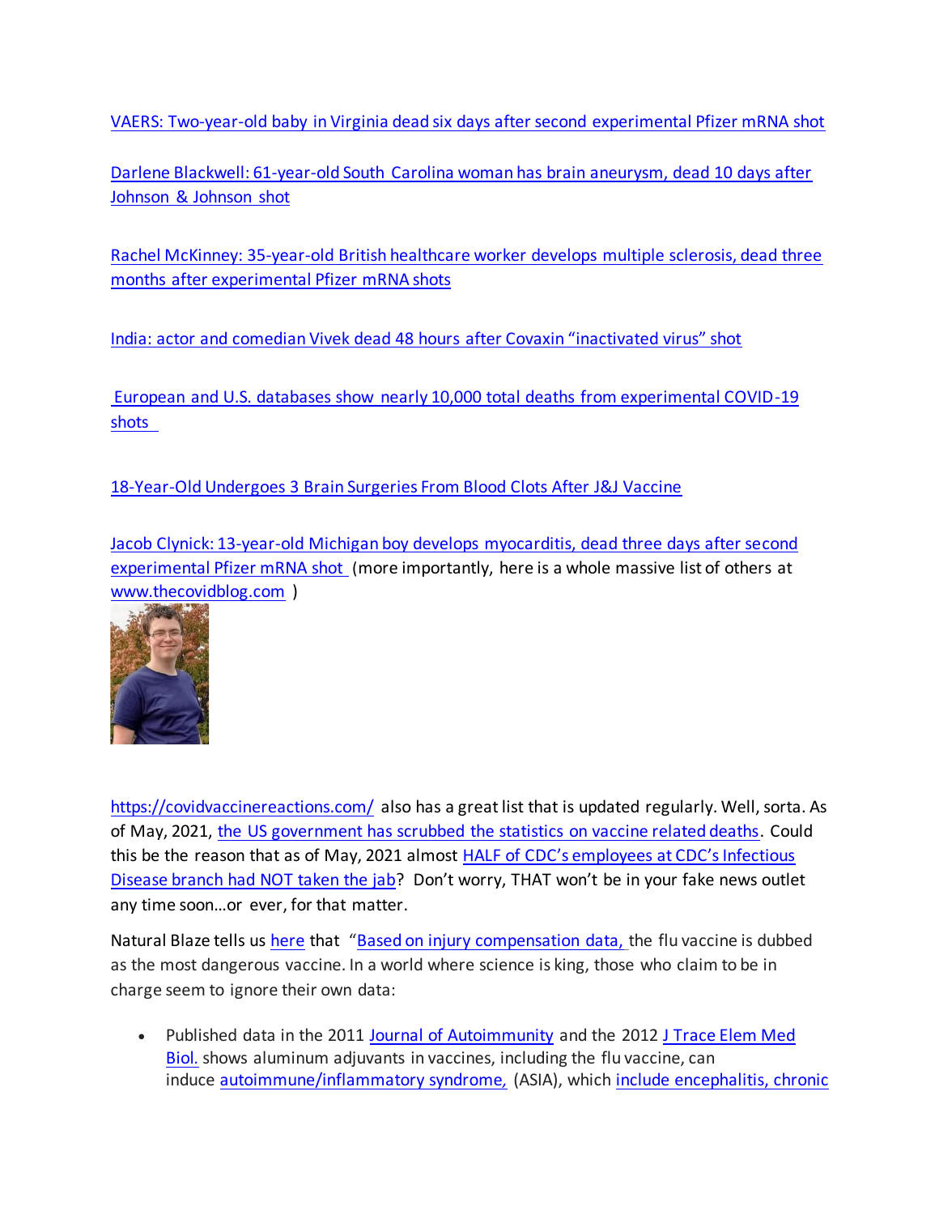VAERS: Two-year-old baby in Virginia dead six days after second experimental Pfizer mRNA shot

Darlene Blackwell: 61-year-old South Carolina woman has brain aneurysm, dead 10 days after Johnson & Johnson shot

Rachel McKinney: 35-year-old British healthcare worker develops multiple sclerosis, dead three months after experimental Pfizer mRNA shots

India: actor and comedian Vivek dead 48 hours after Covaxin "inactivated virus" shot

European and U.S. databases show nearly 10,000 total deaths from experimental COVID-19 shots

18-Year-Old Undergoes 3 Brain Surgeries From Blood Clots After J&J Vaccine

Jacob Clynick: 13-year-old Michigan boy develops myocarditis, dead three days after second experimental Pfizer mRNA shot (more importantly, here is a whole massive list of others at www.thecovidblog.com )

https://covidvaccinereactions.com/ also has a great list that is updated regularly. Well, sorta. As of May, 2021, the US government has scrubbed the statistics on vaccine related deaths. Could this be the reason that as of May, 2021 almost HALF of CDC's employees at CDC's Infectious Disease branch had NOT taken the jab? Don't worry, THAT won't be in your fake news outlet any time soon…or ever, for that matter.

Natural Blaze tells us here that "Based on injury compensation data, the flu vaccine is dubbed as the most dangerous vaccine. In a world where science is king, those who claim to be in charge seem to ignore their own data:

- Published data in the 2011 Journal of Autoimmunity and the 2012 J Trace Elem Med Biol. shows aluminum adjuvants in vaccines, including the flu vaccine, can induce autoimmune/inflammatory syndrome, (ASIA), which include encephalitis, chronic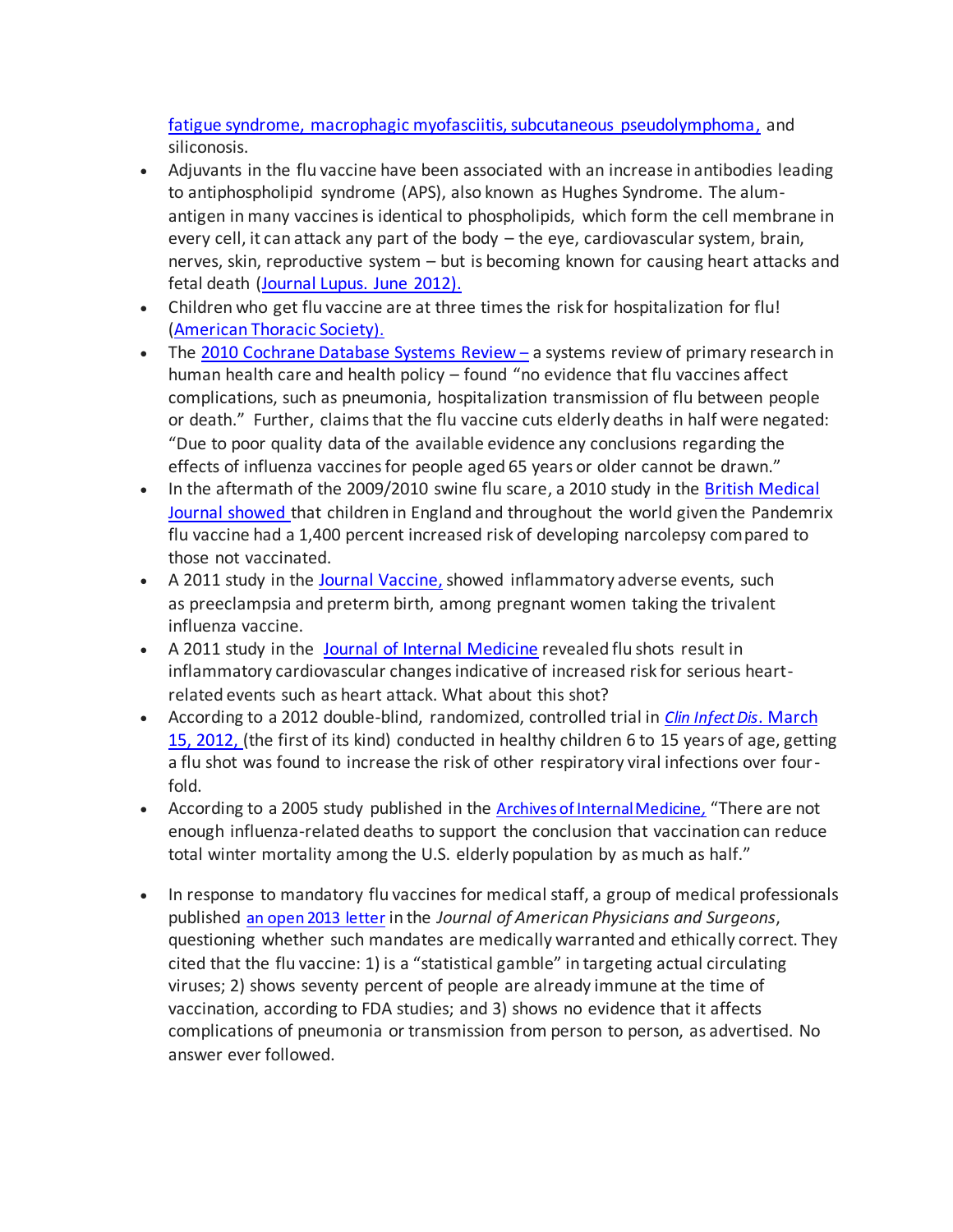fatigue syndrome, macrophagic myofasciitis, subcutaneous pseudolymphoma, and siliconosis.

- Adjuvants in the flu vaccine have been associated with an increase in antibodies leading to antiphospholipid syndrome (APS), also known as Hughes Syndrome. The alum-antigen in many vaccines is identical to phospholipids, which form the cell membrane in every cell, it can attack any part of the body – the eye, cardiovascular system, brain, nerves, skin, reproductive system – but is becoming known for causing heart attacks and fetal death (Journal Lupus. June 2012).
- Children who get flu vaccine are at three times the risk for hospitalization for flu! (American Thoracic Society).
- The 2010 Cochrane Database Systems Review – a systems review of primary research in human health care and health policy – found "no evidence that flu vaccines affect complications, such as pneumonia, hospitalization transmission of flu between people or death." Further, claims that the flu vaccine cuts elderly deaths in half were negated: "Due to poor quality data of the available evidence any conclusions regarding the effects of influenza vaccines for people aged 65 years or older cannot be drawn."
- In the aftermath of the 2009/2010 swine flu scare, a 2010 study in the British Medical Journal showed that children in England and throughout the world given the Pandemrix flu vaccine had a 1,400 percent increased risk of developing narcolepsy compared to those not vaccinated.
- A 2011 study in the Journal Vaccine, showed inflammatory adverse events, such as preeclampsia and preterm birth, among pregnant women taking the trivalent influenza vaccine.
- A 2011 study in the Journal of Internal Medicine revealed flu shots result in inflammatory cardiovascular changes indicative of increased risk for serious heart-related events such as heart attack. What about this shot?
- According to a 2012 double-blind, randomized, controlled trial in *Clin Infect Dis*. March 15, 2012, (the first of its kind) conducted in healthy children 6 to 15 years of age, getting a flu shot was found to increase the risk of other respiratory viral infections over four-fold.
- According to a 2005 study published in the Archives of Internal Medicine, "There are not enough influenza-related deaths to support the conclusion that vaccination can reduce total winter mortality among the U.S. elderly population by as much as half."
- In response to mandatory flu vaccines for medical staff, a group of medical professionals published an open 2013 letter in the *Journal of American Physicians and Surgeons*, questioning whether such mandates are medically warranted and ethically correct. They cited that the flu vaccine: 1) is a "statistical gamble" in targeting actual circulating viruses; 2) shows seventy percent of people are already immune at the time of vaccination, according to FDA studies; and 3) shows no evidence that it affects complications of pneumonia or transmission from person to person, as advertised. No answer ever followed.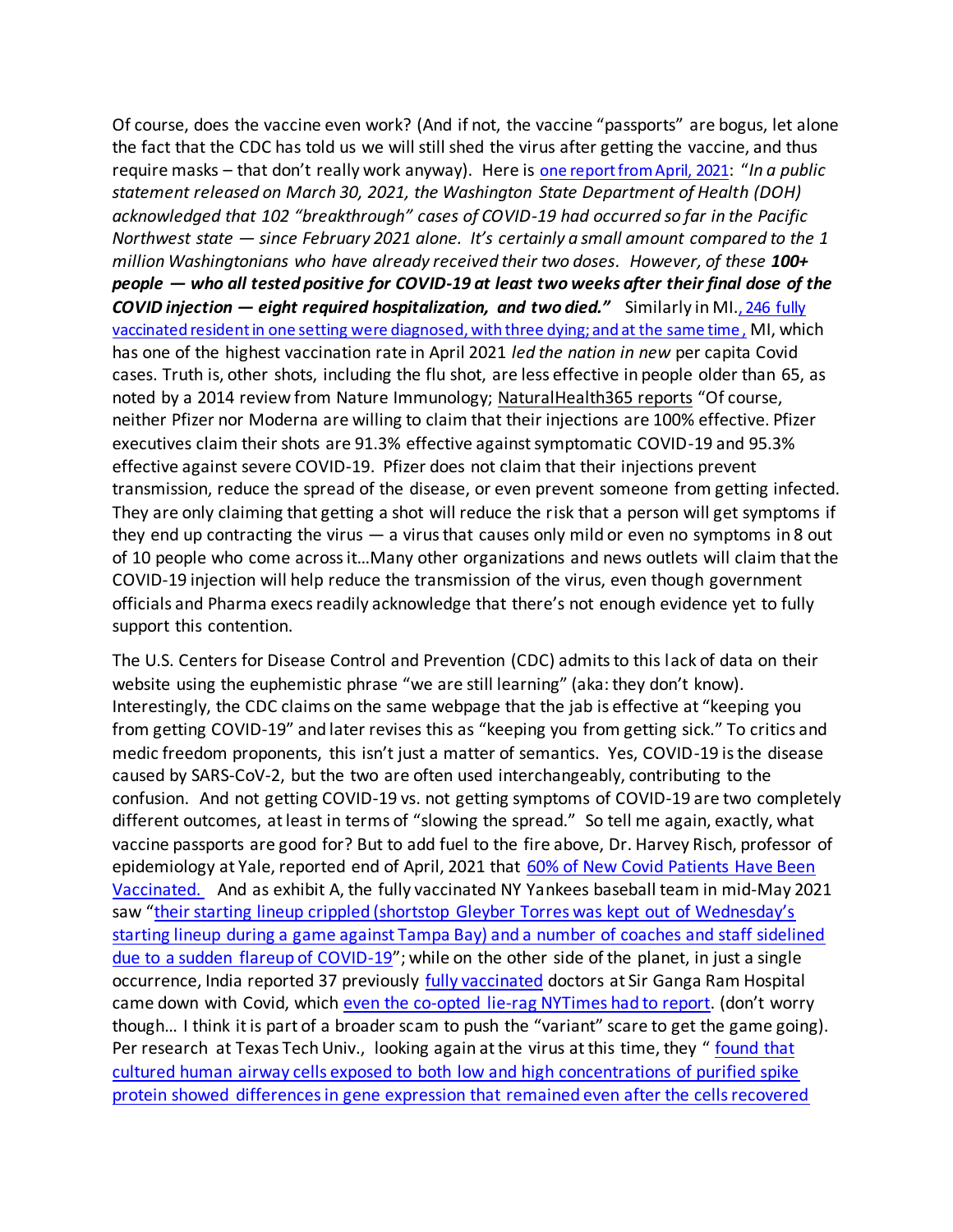Of course, does the vaccine even work? (And if not, the vaccine "passports" are bogus, let alone the fact that the CDC has told us we will still shed the virus after getting the vaccine, and thus require masks – that don't really work anyway). Here is one report from April, 2021: "*In a public statement released on March 30, 2021, the Washington State Department of Health (DOH) acknowledged that 102 "breakthrough" cases of COVID-19 had occurred so far in the Pacific Northwest state — since February 2021 alone. It's certainly a small amount compared to the 1 million Washingtonians who have already received their two doses. However, of these **100+ people — who all tested positive for COVID-19 at least two weeks after their final dose of the COVID injection — eight required hospitalization, and two died.**"* Similarly in MI., 246 fully vaccinated resident in one setting were diagnosed, with three dying; and at the same time, MI, which has one of the highest vaccination rate in April 2021 *led the nation in new* per capita Covid cases. Truth is, other shots, including the flu shot, are less effective in people older than 65, as noted by a 2014 review from Nature Immunology; NaturalHealth365 reports "Of course, neither Pfizer nor Moderna are willing to claim that their injections are 100% effective. Pfizer executives claim their shots are 91.3% effective against symptomatic COVID-19 and 95.3% effective against severe COVID-19. Pfizer does not claim that their injections prevent transmission, reduce the spread of the disease, or even prevent someone from getting infected. They are only claiming that getting a shot will reduce the risk that a person will get symptoms if they end up contracting the virus — a virus that causes only mild or even no symptoms in 8 out of 10 people who come across it…Many other organizations and news outlets will claim that the COVID-19 injection will help reduce the transmission of the virus, even though government officials and Pharma execs readily acknowledge that there's not enough evidence yet to fully support this contention.

The U.S. Centers for Disease Control and Prevention (CDC) admits to this lack of data on their website using the euphemistic phrase "we are still learning" (aka: they don't know). Interestingly, the CDC claims on the same webpage that the jab is effective at "keeping you from getting COVID-19" and later revises this as "keeping you from getting sick." To critics and medic freedom proponents, this isn't just a matter of semantics. Yes, COVID-19 is the disease caused by SARS-CoV-2, but the two are often used interchangeably, contributing to the confusion. And not getting COVID-19 vs. not getting symptoms of COVID-19 are two completely different outcomes, at least in terms of "slowing the spread." So tell me again, exactly, what vaccine passports are good for? But to add fuel to the fire above, Dr. Harvey Risch, professor of epidemiology at Yale, reported end of April, 2021 that 60% of New Covid Patients Have Been Vaccinated. And as exhibit A, the fully vaccinated NY Yankees baseball team in mid-May 2021 saw "their starting lineup crippled (shortstop Gleyber Torres was kept out of Wednesday's starting lineup during a game against Tampa Bay) and a number of coaches and staff sidelined due to a sudden flareup of COVID-19"; while on the other side of the planet, in just a single occurrence, India reported 37 previously fully vaccinated doctors at Sir Ganga Ram Hospital came down with Covid, which even the co-opted lie-rag NYTimes had to report. (don't worry though… I think it is part of a broader scam to push the "variant" scare to get the game going). Per research at Texas Tech Univ., looking again at the virus at this time, they " found that cultured human airway cells exposed to both low and high concentrations of purified spike protein showed differences in gene expression that remained even after the cells recovered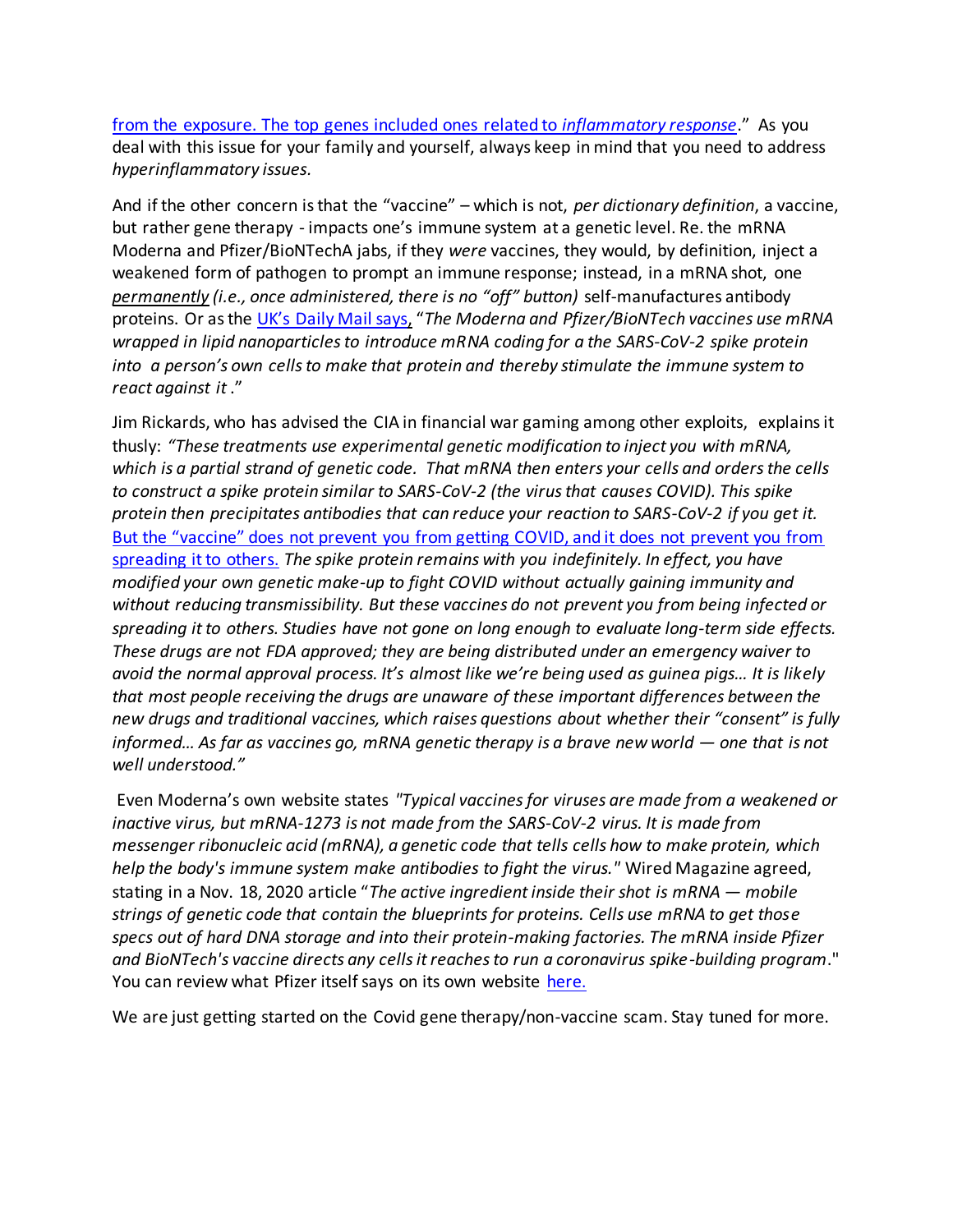from the exposure. The top genes included ones related to *inflammatory response*." As you deal with this issue for your family and yourself, always keep in mind that you need to address *hyperinflammatory issues.*

And if the other concern is that the "vaccine" – which is not, *per dictionary definition*, a vaccine, but rather gene therapy - impacts one's immune system at a genetic level. Re. the mRNA Moderna and Pfizer/BioNTechA jabs, if they *were* vaccines, they would, by definition, inject a weakened form of pathogen to prompt an immune response; instead, in a mRNA shot, one ***permanently*** *(i.e., once administered, there is no "off" button)* self-manufactures antibody proteins. Or as the UK's Daily Mail says, "*The Moderna and Pfizer/BioNTech vaccines use mRNA wrapped in lipid nanoparticles to introduce mRNA coding for a the SARS-CoV-2 spike protein into a person's own cells to make that protein and thereby stimulate the immune system to react against it* ."

Jim Rickards, who has advised the CIA in financial war gaming among other exploits, explains it thusly: *"These treatments use experimental genetic modification to inject you with mRNA, which is a partial strand of genetic code. That mRNA then enters your cells and orders the cells to construct a spike protein similar to SARS-CoV-2 (the virus that causes COVID). This spike protein then precipitates antibodies that can reduce your reaction to SARS-CoV-2 if you get it.* But the "vaccine" does not prevent you from getting COVID, and it does not prevent you from spreading it to others. *The spike protein remains with you indefinitely. In effect, you have modified your own genetic make-up to fight COVID without actually gaining immunity and without reducing transmissibility. But these vaccines do not prevent you from being infected or spreading it to others. Studies have not gone on long enough to evaluate long-term side effects. These drugs are not FDA approved; they are being distributed under an emergency waiver to avoid the normal approval process. It's almost like we're being used as guinea pigs… It is likely that most people receiving the drugs are unaware of these important differences between the new drugs and traditional vaccines, which raises questions about whether their "consent" is fully informed… As far as vaccines go, mRNA genetic therapy is a brave new world — one that is not well understood."*

Even Moderna's own website states *"Typical vaccines for viruses are made from a weakened or inactive virus, but mRNA-1273 is not made from the SARS-CoV-2 virus. It is made from messenger ribonucleic acid (mRNA), a genetic code that tells cells how to make protein, which help the body's immune system make antibodies to fight the virus."* Wired Magazine agreed, stating in a Nov. 18, 2020 article "*The active ingredient inside their shot is mRNA — mobile strings of genetic code that contain the blueprints for proteins. Cells use mRNA to get those specs out of hard DNA storage and into their protein-making factories. The mRNA inside Pfizer and BioNTech's vaccine directs any cells it reaches to run a coronavirus spike-building program*." You can review what Pfizer itself says on its own website here.

We are just getting started on the Covid gene therapy/non-vaccine scam. Stay tuned for more.